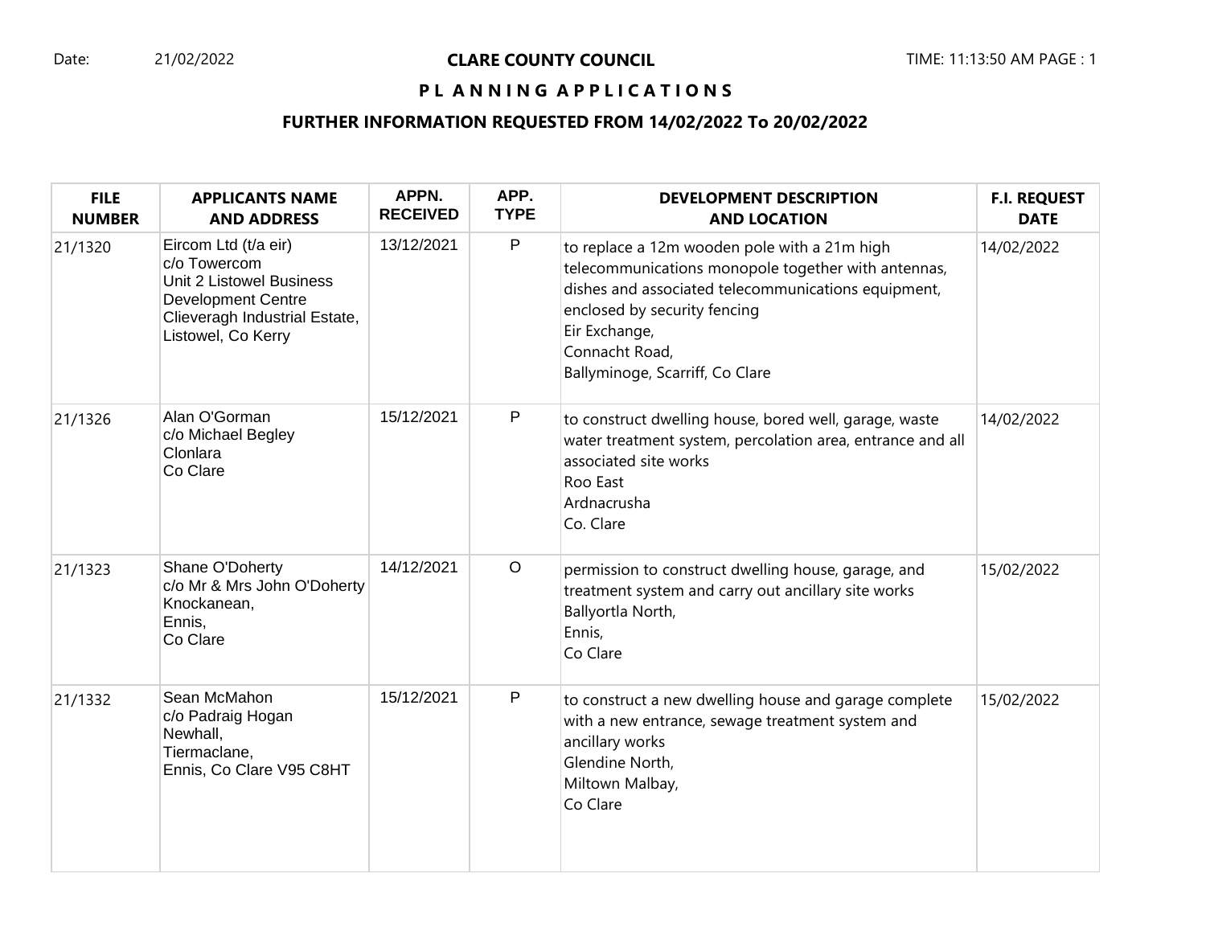Date: 21/02/2022

# CLARE COUNTY COUNCIL

## PLANNING APPLICATIONS

### FURTHER INFORMATION REQUESTED FROM 14/02/2022 To 20/02/2022

| FILE NUMBER | APPLICANTS NAME AND ADDRESS | APPN. RECEIVED | APP. TYPE | DEVELOPMENT DESCRIPTION AND LOCATION | F.I. REQUEST DATE |
|---|---|---|---|---|---|
| 21/1320 | Eircom Ltd (t/a eir)<br>c/o Towercom<br>Unit 2 Listowel Business Development Centre<br>Clieveragh Industrial Estate, Listowel, Co Kerry | 13/12/2021 | P | to replace a 12m wooden pole with a 21m high telecommunications monopole together with antennas, dishes and associated telecommunications equipment, enclosed by security fencing<br>Eir Exchange,<br>Connacht Road,<br>Ballyminoge, Scarriff, Co Clare | 14/02/2022 |
| 21/1326 | Alan O'Gorman<br>c/o Michael Begley<br>Clonlara<br>Co Clare | 15/12/2021 | P | to construct dwelling house, bored well, garage, waste water treatment system, percolation area, entrance and all associated site works<br>Roo East<br>Ardnacrusha<br>Co. Clare | 14/02/2022 |
| 21/1323 | Shane O'Doherty<br>c/o Mr & Mrs John O'Doherty<br>Knockanean,<br>Ennis,<br>Co Clare | 14/12/2021 | O | permission to construct dwelling house, garage, and treatment system and carry out ancillary site works<br>Ballyortla North,<br>Ennis,<br>Co Clare | 15/02/2022 |
| 21/1332 | Sean McMahon<br>c/o Padraig Hogan<br>Newhall,<br>Tiermaclane,<br>Ennis, Co Clare V95 C8HT | 15/12/2021 | P | to construct a new dwelling house and garage complete with a new entrance, sewage treatment system and ancillary works<br>Glendine North,<br>Miltown Malbay,<br>Co Clare | 15/02/2022 |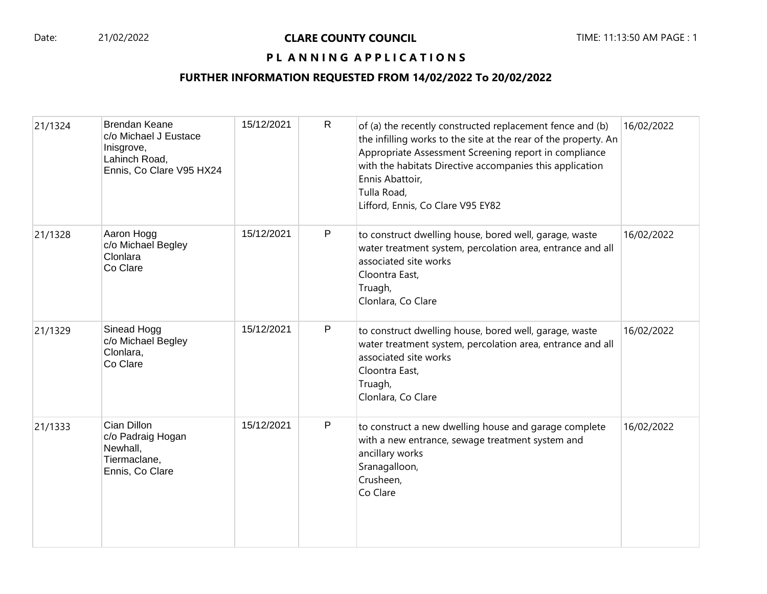# CLARE COUNTY COUNCIL

## PLANNING APPLICATIONS

### FURTHER INFORMATION REQUESTED FROM 14/02/2022 To 20/02/2022

| | | | | | |
|---|---|---|---|---|---|
| 21/1324 | Brendan Keane<br>c/o Michael J Eustace<br>Inisgrove,<br>Lahinch Road,<br>Ennis, Co Clare V95 HX24 | 15/12/2021 | R | of (a) the recently constructed replacement fence and (b) the infilling works to the site at the rear of the property. An Appropriate Assessment Screening report in compliance with the habitats Directive accompanies this application<br>Ennis Abattoir,<br>Tulla Road,<br>Lifford, Ennis, Co Clare V95 EY82 | 16/02/2022 |
| 21/1328 | Aaron Hogg<br>c/o Michael Begley<br>Clonlara<br>Co Clare | 15/12/2021 | P | to construct dwelling house, bored well, garage, waste water treatment system, percolation area, entrance and all associated site works<br>Cloontra East,<br>Truagh,<br>Clonlara, Co Clare | 16/02/2022 |
| 21/1329 | Sinead Hogg<br>c/o Michael Begley<br>Clonlara,<br>Co Clare | 15/12/2021 | P | to construct dwelling house, bored well, garage, waste water treatment system, percolation area, entrance and all associated site works<br>Cloontra East,<br>Truagh,<br>Clonlara, Co Clare | 16/02/2022 |
| 21/1333 | Cian Dillon<br>c/o Padraig Hogan<br>Newhall,<br>Tiermaclane,<br>Ennis, Co Clare | 15/12/2021 | P | to construct a new dwelling house and garage complete with a new entrance, sewage treatment system and ancillary works<br>Sranagalloon,<br>Crusheen,<br>Co Clare | 16/02/2022 |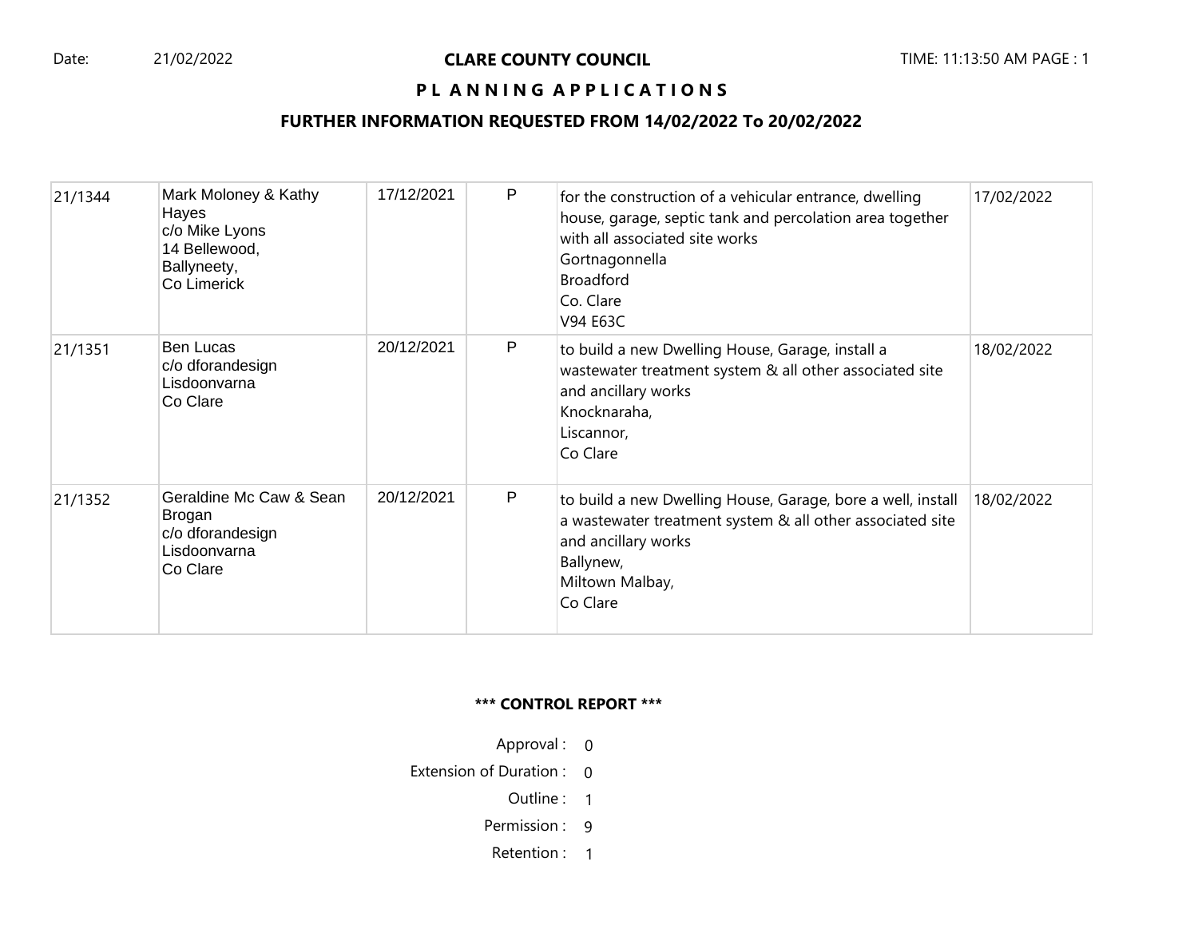| | | | | | |
|---|---|---|---|---|---|
| 21/1344 | Mark Moloney & Kathy Hayes<br>c/o Mike Lyons<br>14 Bellewood,<br>Ballyneety,<br>Co Limerick | 17/12/2021 | P | for the construction of a vehicular entrance, dwelling house, garage, septic tank and percolation area together with all associated site works<br>Gortnagonnella<br>Broadford<br>Co. Clare<br>V94 E63C | 17/02/2022 |
| 21/1351 | Ben Lucas<br>c/o dforandesign<br>Lisdoonvarna<br>Co Clare | 20/12/2021 | P | to build a new Dwelling House, Garage, install a wastewater treatment system & all other associated site and ancillary works<br>Knocknaraha,<br>Liscannor,<br>Co Clare | 18/02/2022 |
| 21/1352 | Geraldine Mc Caw & Sean Brogan<br>c/o dforandesign<br>Lisdoonvarna<br>Co Clare | 20/12/2021 | P | to build a new Dwelling House, Garage, bore a well, install a wastewater treatment system & all other associated site and ancillary works<br>Ballynew,<br>Miltown Malbay,<br>Co Clare | 18/02/2022 |

**\*\*\* CONTROL REPORT \*\*\***

Approval : 0

Extension of Duration : 0

Outline : 1

Permission : 9

Retention : 1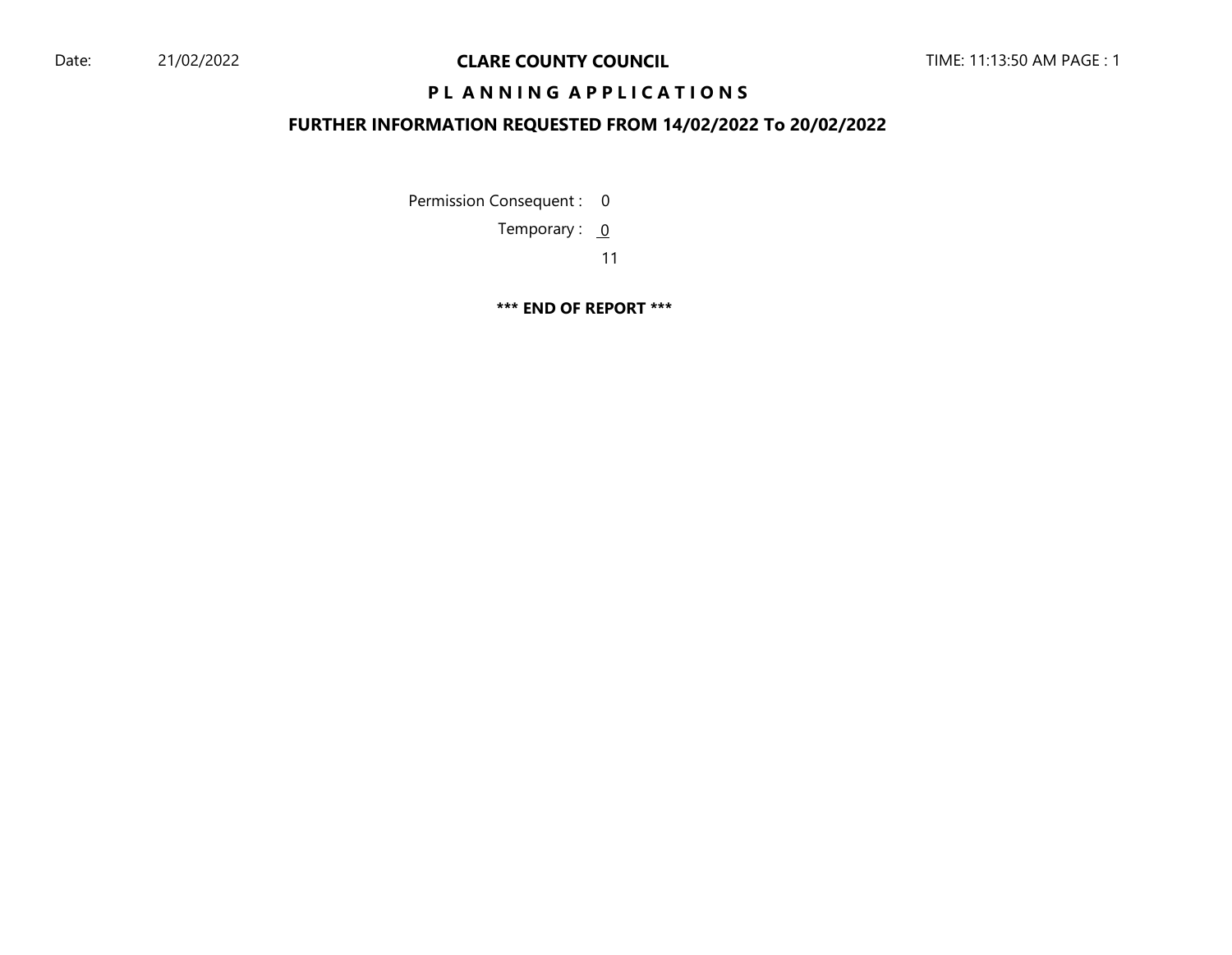Date: 21/02/2022

**CLARE COUNTY COUNCIL**

**PL A N N I N G A P P L I C A T I O N S**

**FURTHER INFORMATION REQUESTED FROM 14/02/2022 To 20/02/2022**

TIME: 11:13:50 AM PAGE : 1

| | |
|---|---|
| Permission Consequent : | 0 |
| Temporary : | 0 |
| | 11 |

**\*\*\* END OF REPORT \*\*\***